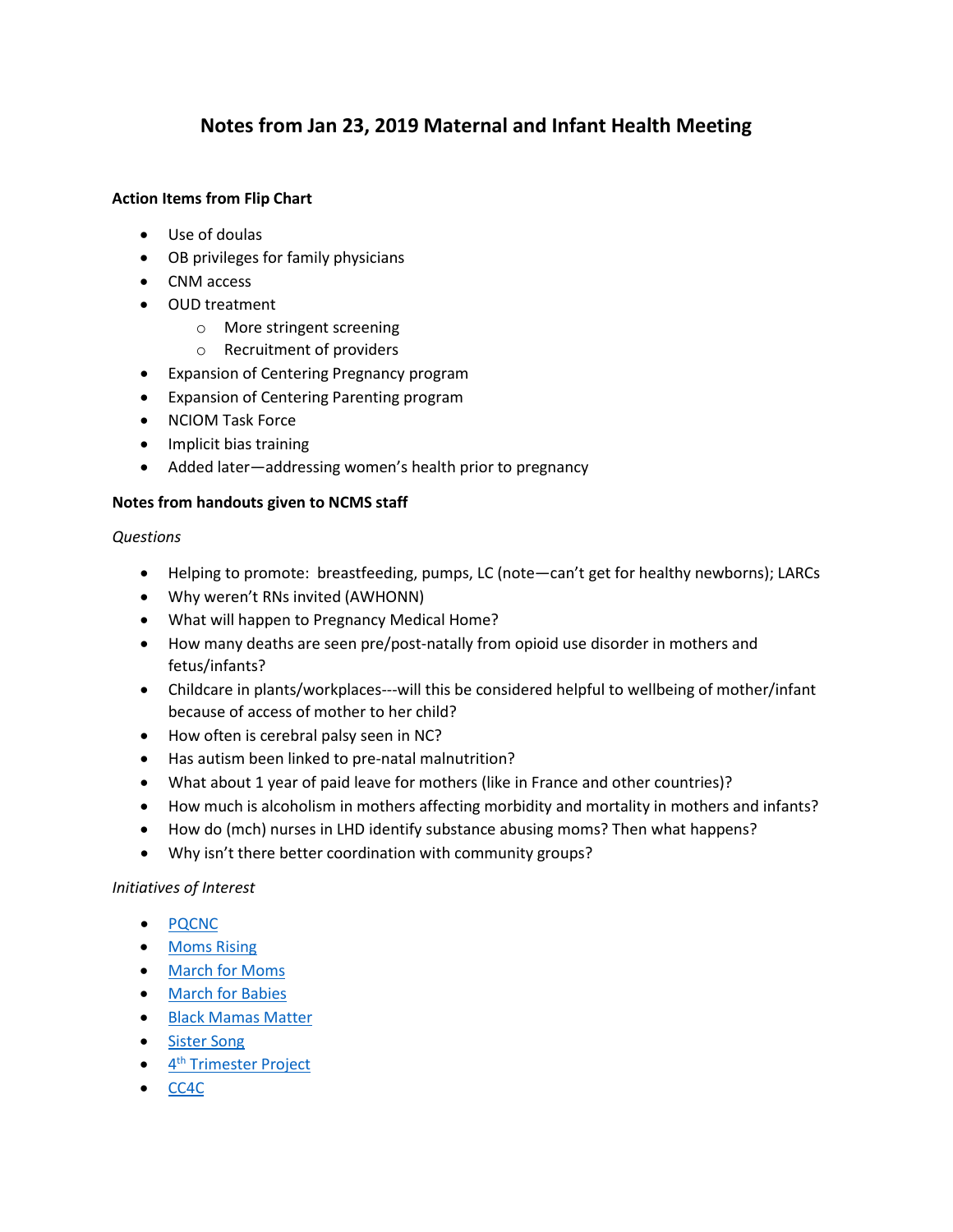# Notes from Jan 23, 2019 Maternal and Infant Health Meeting

**Action Items from Flip Chart**

- Use of doulas
- OB privileges for family physicians
- CNM access
- OUD treatment
  - More stringent screening
  - Recruitment of providers
- Expansion of Centering Pregnancy program
- Expansion of Centering Parenting program
- NCIOM Task Force
- Implicit bias training
- Added later—addressing women's health prior to pregnancy

**Notes from handouts given to NCMS staff**

*Questions*

- Helping to promote: breastfeeding, pumps, LC (note—can't get for healthy newborns); LARCs
- Why weren't RNs invited (AWHONN)
- What will happen to Pregnancy Medical Home?
- How many deaths are seen pre/post-natally from opioid use disorder in mothers and fetus/infants?
- Childcare in plants/workplaces---will this be considered helpful to wellbeing of mother/infant because of access of mother to her child?
- How often is cerebral palsy seen in NC?
- Has autism been linked to pre-natal malnutrition?
- What about 1 year of paid leave for mothers (like in France and other countries)?
- How much is alcoholism in mothers affecting morbidity and mortality in mothers and infants?
- How do (mch) nurses in LHD identify substance abusing moms? Then what happens?
- Why isn't there better coordination with community groups?

*Initiatives of Interest*

- PQCNC
- Moms Rising
- March for Moms
- March for Babies
- Black Mamas Matter
- Sister Song
- 4th Trimester Project
- CC4C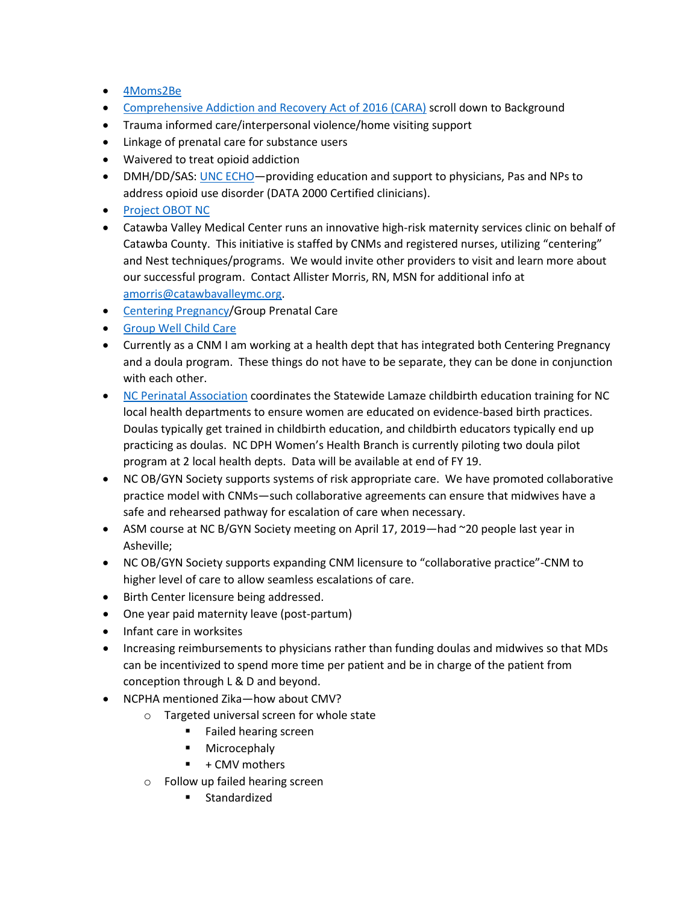- 4Moms2Be
- Comprehensive Addiction and Recovery Act of 2016 (CARA) scroll down to Background
- Trauma informed care/interpersonal violence/home visiting support
- Linkage of prenatal care for substance users
- Waivered to treat opioid addiction
- DMH/DD/SAS: UNC ECHO—providing education and support to physicians, Pas and NPs to address opioid use disorder (DATA 2000 Certified clinicians).
- Project OBOT NC
- Catawba Valley Medical Center runs an innovative high-risk maternity services clinic on behalf of Catawba County. This initiative is staffed by CNMs and registered nurses, utilizing "centering" and Nest techniques/programs. We would invite other providers to visit and learn more about our successful program. Contact Allister Morris, RN, MSN for additional info at amorris@catawbavalleymc.org.
- Centering Pregnancy/Group Prenatal Care
- Group Well Child Care
- Currently as a CNM I am working at a health dept that has integrated both Centering Pregnancy and a doula program. These things do not have to be separate, they can be done in conjunction with each other.
- NC Perinatal Association coordinates the Statewide Lamaze childbirth education training for NC local health departments to ensure women are educated on evidence-based birth practices. Doulas typically get trained in childbirth education, and childbirth educators typically end up practicing as doulas. NC DPH Women's Health Branch is currently piloting two doula pilot program at 2 local health depts. Data will be available at end of FY 19.
- NC OB/GYN Society supports systems of risk appropriate care. We have promoted collaborative practice model with CNMs—such collaborative agreements can ensure that midwives have a safe and rehearsed pathway for escalation of care when necessary.
- ASM course at NC B/GYN Society meeting on April 17, 2019—had ~20 people last year in Asheville;
- NC OB/GYN Society supports expanding CNM licensure to "collaborative practice"-CNM to higher level of care to allow seamless escalations of care.
- Birth Center licensure being addressed.
- One year paid maternity leave (post-partum)
- Infant care in worksites
- Increasing reimbursements to physicians rather than funding doulas and midwives so that MDs can be incentivized to spend more time per patient and be in charge of the patient from conception through L & D and beyond.
- NCPHA mentioned Zika—how about CMV?
    - Targeted universal screen for whole state
        - Failed hearing screen
        - Microcephaly
        - + CMV mothers
    - Follow up failed hearing screen
        - Standardized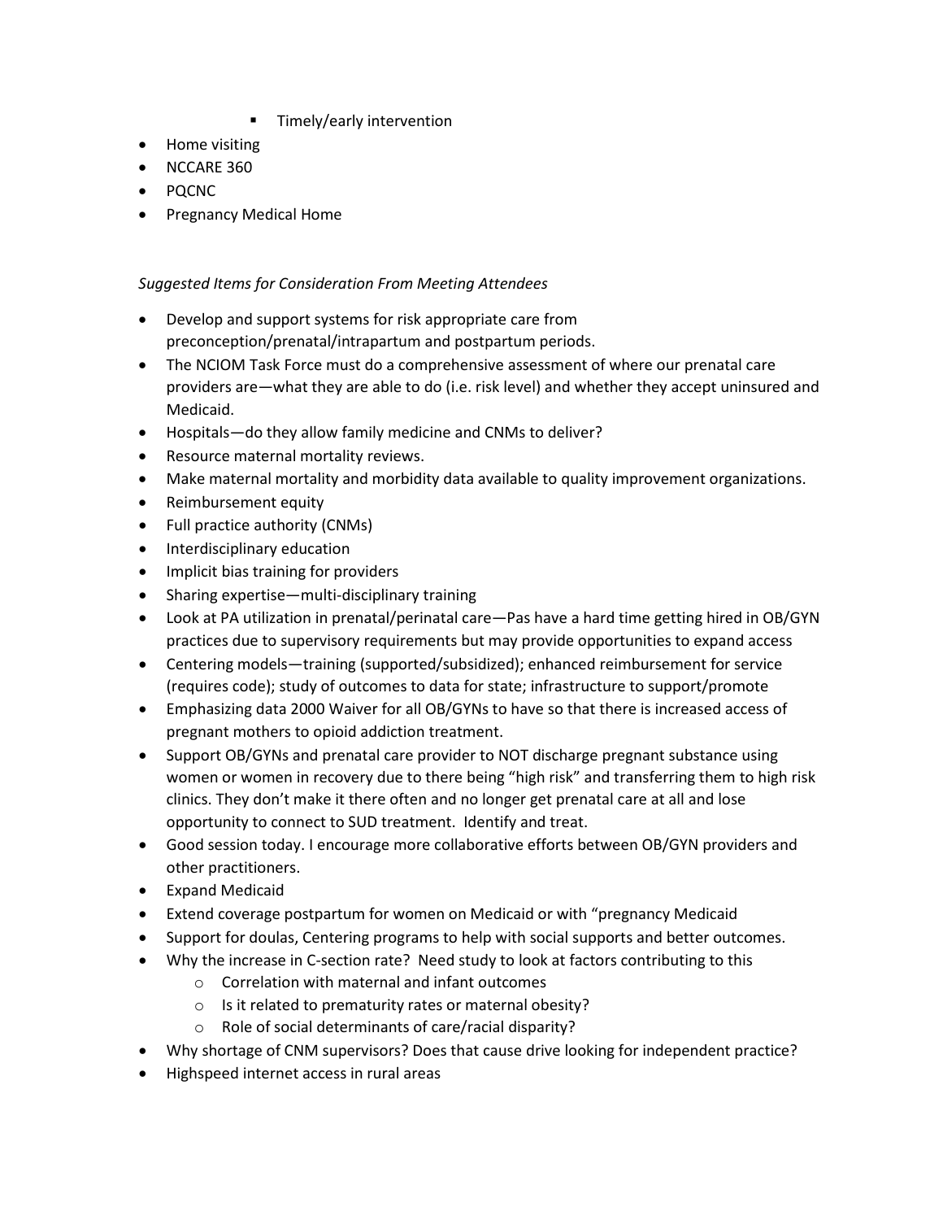- Timely/early intervention
- Home visiting
- NCCARE 360
- PQCNC
- Pregnancy Medical Home

*Suggested Items for Consideration From Meeting Attendees*

- Develop and support systems for risk appropriate care from preconception/prenatal/intrapartum and postpartum periods.
- The NCIOM Task Force must do a comprehensive assessment of where our prenatal care providers are—what they are able to do (i.e. risk level) and whether they accept uninsured and Medicaid.
- Hospitals—do they allow family medicine and CNMs to deliver?
- Resource maternal mortality reviews.
- Make maternal mortality and morbidity data available to quality improvement organizations.
- Reimbursement equity
- Full practice authority (CNMs)
- Interdisciplinary education
- Implicit bias training for providers
- Sharing expertise—multi-disciplinary training
- Look at PA utilization in prenatal/perinatal care—Pas have a hard time getting hired in OB/GYN practices due to supervisory requirements but may provide opportunities to expand access
- Centering models—training (supported/subsidized); enhanced reimbursement for service (requires code); study of outcomes to data for state; infrastructure to support/promote
- Emphasizing data 2000 Waiver for all OB/GYNs to have so that there is increased access of pregnant mothers to opioid addiction treatment.
- Support OB/GYNs and prenatal care provider to NOT discharge pregnant substance using women or women in recovery due to there being "high risk" and transferring them to high risk clinics. They don't make it there often and no longer get prenatal care at all and lose opportunity to connect to SUD treatment. Identify and treat.
- Good session today. I encourage more collaborative efforts between OB/GYN providers and other practitioners.
- Expand Medicaid
- Extend coverage postpartum for women on Medicaid or with "pregnancy Medicaid
- Support for doulas, Centering programs to help with social supports and better outcomes.
- Why the increase in C-section rate? Need study to look at factors contributing to this
    - Correlation with maternal and infant outcomes
    - Is it related to prematurity rates or maternal obesity?
    - Role of social determinants of care/racial disparity?
- Why shortage of CNM supervisors? Does that cause drive looking for independent practice?
- Highspeed internet access in rural areas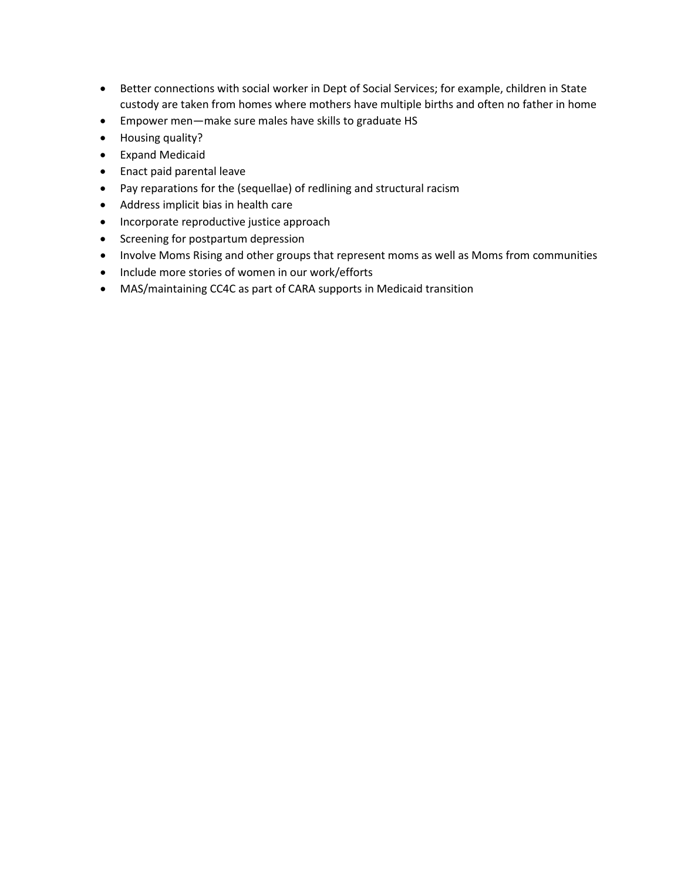- Better connections with social worker in Dept of Social Services; for example, children in State custody are taken from homes where mothers have multiple births and often no father in home
- Empower men—make sure males have skills to graduate HS
- Housing quality?
- Expand Medicaid
- Enact paid parental leave
- Pay reparations for the (sequellae) of redlining and structural racism
- Address implicit bias in health care
- Incorporate reproductive justice approach
- Screening for postpartum depression
- Involve Moms Rising and other groups that represent moms as well as Moms from communities
- Include more stories of women in our work/efforts
- MAS/maintaining CC4C as part of CARA supports in Medicaid transition